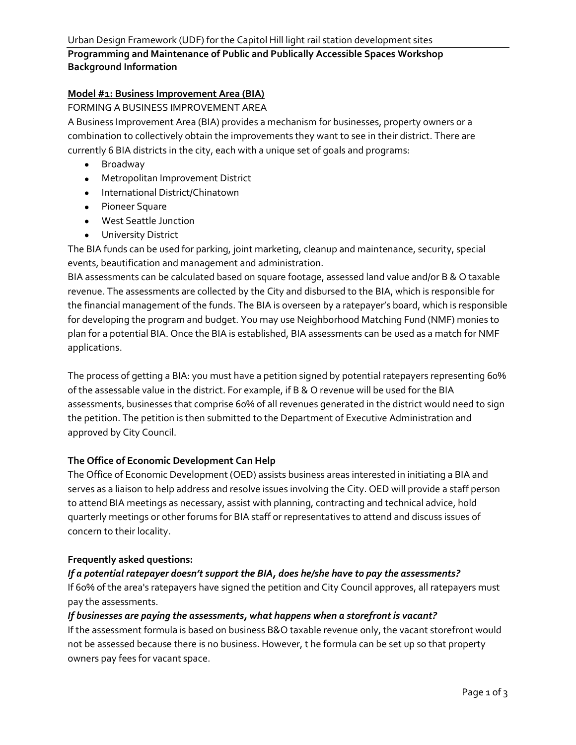Urban Design Framework (UDF) for the Capitol Hill light rail station development sites

**Programming and Maintenance of Public and Publically Accessible Spaces Workshop Background Information**

**Model #1: Business Improvement Area (BIA)**

FORMING A BUSINESS IMPROVEMENT AREA

A Business Improvement Area (BIA) provides a mechanism for businesses, property owners or a combination to collectively obtain the improvements they want to see in their district. There are currently 6 BIA districts in the city, each with a unique set of goals and programs:

- Broadway
- Metropolitan Improvement District
- International District/Chinatown
- Pioneer Square
- West Seattle Junction
- University District

The BIA funds can be used for parking, joint marketing, cleanup and maintenance, security, special events, beautification and management and administration.

BIA assessments can be calculated based on square footage, assessed land value and/or B & O taxable revenue. The assessments are collected by the City and disbursed to the BIA, which is responsible for the financial management of the funds. The BIA is overseen by a ratepayer's board, which is responsible for developing the program and budget. You may use Neighborhood Matching Fund (NMF) monies to plan for a potential BIA. Once the BIA is established, BIA assessments can be used as a match for NMF applications.

The process of getting a BIA: you must have a petition signed by potential ratepayers representing 60% of the assessable value in the district. For example, if B & O revenue will be used for the BIA assessments, businesses that comprise 60% of all revenues generated in the district would need to sign the petition. The petition is then submitted to the Department of Executive Administration and approved by City Council.

**The Office of Economic Development Can Help**

The Office of Economic Development (OED) assists business areas interested in initiating a BIA and serves as a liaison to help address and resolve issues involving the City. OED will provide a staff person to attend BIA meetings as necessary, assist with planning, contracting and technical advice, hold quarterly meetings or other forums for BIA staff or representatives to attend and discuss issues of concern to their locality.

**Frequently asked questions:**

***If a potential ratepayer doesn't support the BIA, does he/she have to pay the assessments?***

If 60% of the area's ratepayers have signed the petition and City Council approves, all ratepayers must pay the assessments.

***If businesses are paying the assessments, what happens when a storefront is vacant?***

If the assessment formula is based on business B&O taxable revenue only, the vacant storefront would not be assessed because there is no business. However, t he formula can be set up so that property owners pay fees for vacant space.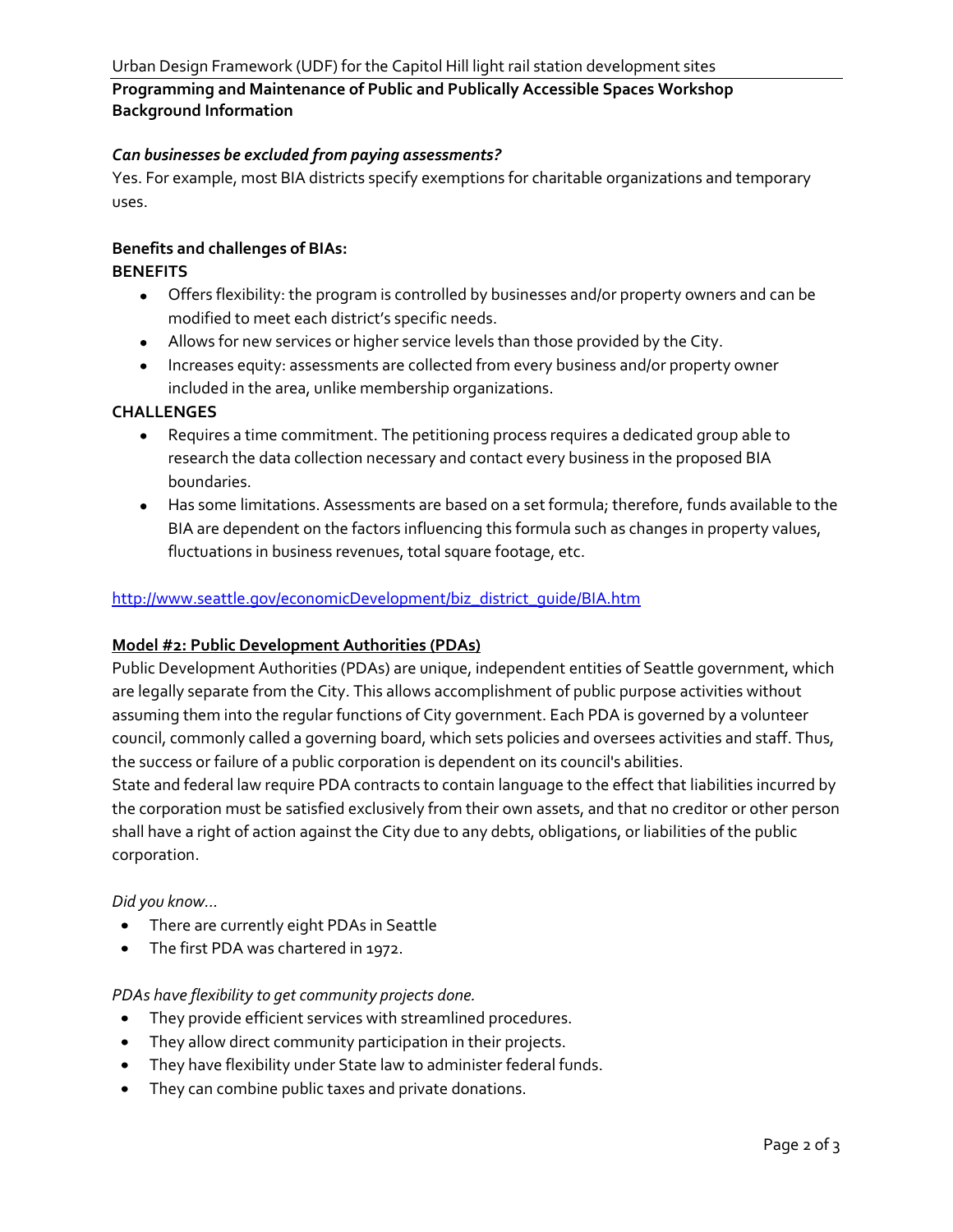*Can businesses be excluded from paying assessments?*

Yes. For example, most BIA districts specify exemptions for charitable organizations and temporary uses.

**Benefits and challenges of BIAs:**

**BENEFITS**

- Offers flexibility: the program is controlled by businesses and/or property owners and can be modified to meet each district's specific needs.
- Allows for new services or higher service levels than those provided by the City.
- Increases equity: assessments are collected from every business and/or property owner included in the area, unlike membership organizations.

**CHALLENGES**

- Requires a time commitment. The petitioning process requires a dedicated group able to research the data collection necessary and contact every business in the proposed BIA boundaries.
- Has some limitations. Assessments are based on a set formula; therefore, funds available to the BIA are dependent on the factors influencing this formula such as changes in property values, fluctuations in business revenues, total square footage, etc.

http://www.seattle.gov/economicDevelopment/biz_district_guide/BIA.htm

## Model #2: Public Development Authorities (PDAs)

Public Development Authorities (PDAs) are unique, independent entities of Seattle government, which are legally separate from the City. This allows accomplishment of public purpose activities without assuming them into the regular functions of City government. Each PDA is governed by a volunteer council, commonly called a governing board, which sets policies and oversees activities and staff. Thus, the success or failure of a public corporation is dependent on its council's abilities.

State and federal law require PDA contracts to contain language to the effect that liabilities incurred by the corporation must be satisfied exclusively from their own assets, and that no creditor or other person shall have a right of action against the City due to any debts, obligations, or liabilities of the public corporation.

*Did you know…*

- There are currently eight PDAs in Seattle
- The first PDA was chartered in 1972.

*PDAs have flexibility to get community projects done.*

- They provide efficient services with streamlined procedures.
- They allow direct community participation in their projects.
- They have flexibility under State law to administer federal funds.
- They can combine public taxes and private donations.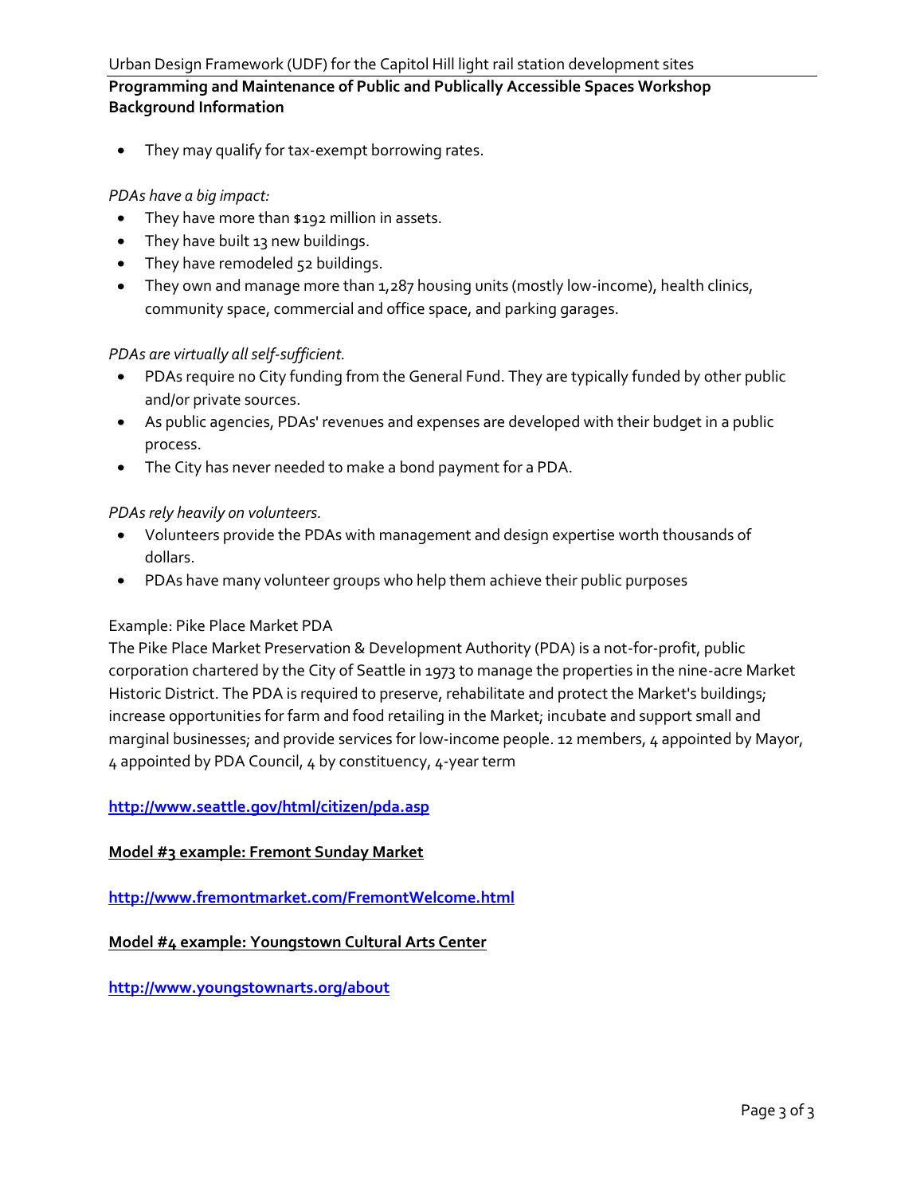- They may qualify for tax-exempt borrowing rates.

*PDAs have a big impact:*

- They have more than $192 million in assets.
- They have built 13 new buildings.
- They have remodeled 52 buildings.
- They own and manage more than 1,287 housing units (mostly low-income), health clinics, community space, commercial and office space, and parking garages.

*PDAs are virtually all self-sufficient.*

- PDAs require no City funding from the General Fund. They are typically funded by other public and/or private sources.
- As public agencies, PDAs' revenues and expenses are developed with their budget in a public process.
- The City has never needed to make a bond payment for a PDA.

*PDAs rely heavily on volunteers.*

- Volunteers provide the PDAs with management and design expertise worth thousands of dollars.
- PDAs have many volunteer groups who help them achieve their public purposes

Example: Pike Place Market PDA

The Pike Place Market Preservation & Development Authority (PDA) is a not-for-profit, public corporation chartered by the City of Seattle in 1973 to manage the properties in the nine-acre Market Historic District. The PDA is required to preserve, rehabilitate and protect the Market's buildings; increase opportunities for farm and food retailing in the Market; incubate and support small and marginal businesses; and provide services for low-income people. 12 members, 4 appointed by Mayor, 4 appointed by PDA Council, 4 by constituency, 4-year term

**http://www.seattle.gov/html/citizen/pda.asp**

**Model #3 example: Fremont Sunday Market**

**http://www.fremontmarket.com/FremontWelcome.html**

**Model #4 example: Youngstown Cultural Arts Center**

**http://www.youngstownarts.org/about**